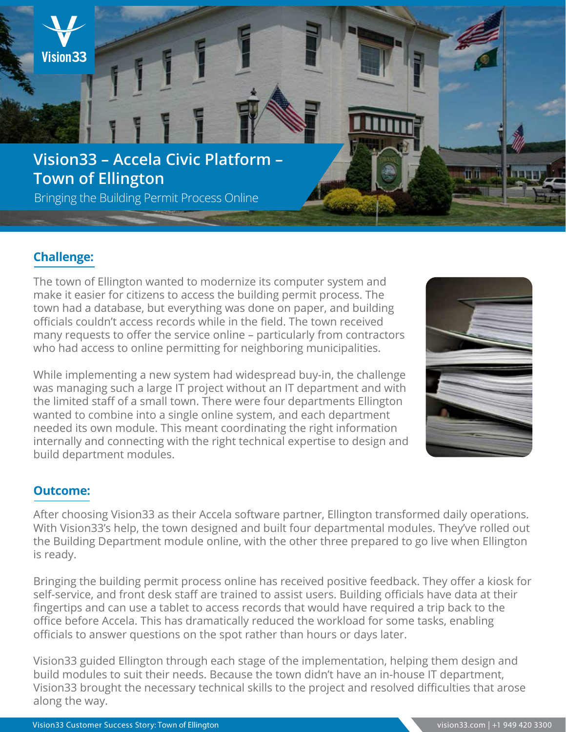# Vision33 – Accela Civic Platform – Town of Ellington

Bringing the Building Permit Process Online

## Challenge:

The town of Ellington wanted to modernize its computer system and make it easier for citizens to access the building permit process. The town had a database, but everything was done on paper, and building officials couldn't access records while in the field. The town received many requests to offer the service online – particularly from contractors who had access to online permitting for neighboring municipalities.

While implementing a new system had widespread buy-in, the challenge was managing such a large IT project without an IT department and with the limited staff of a small town. There were four departments Ellington wanted to combine into a single online system, and each department needed its own module. This meant coordinating the right information internally and connecting with the right technical expertise to design and build department modules.

## Outcome:

After choosing Vision33 as their Accela software partner, Ellington transformed daily operations. With Vision33's help, the town designed and built four departmental modules. They've rolled out the Building Department module online, with the other three prepared to go live when Ellington is ready.

Bringing the building permit process online has received positive feedback. They offer a kiosk for self-service, and front desk staff are trained to assist users. Building officials have data at their fingertips and can use a tablet to access records that would have required a trip back to the office before Accela. This has dramatically reduced the workload for some tasks, enabling officials to answer questions on the spot rather than hours or days later.

Vision33 guided Ellington through each stage of the implementation, helping them design and build modules to suit their needs. Because the town didn't have an in-house IT department, Vision33 brought the necessary technical skills to the project and resolved difficulties that arose along the way.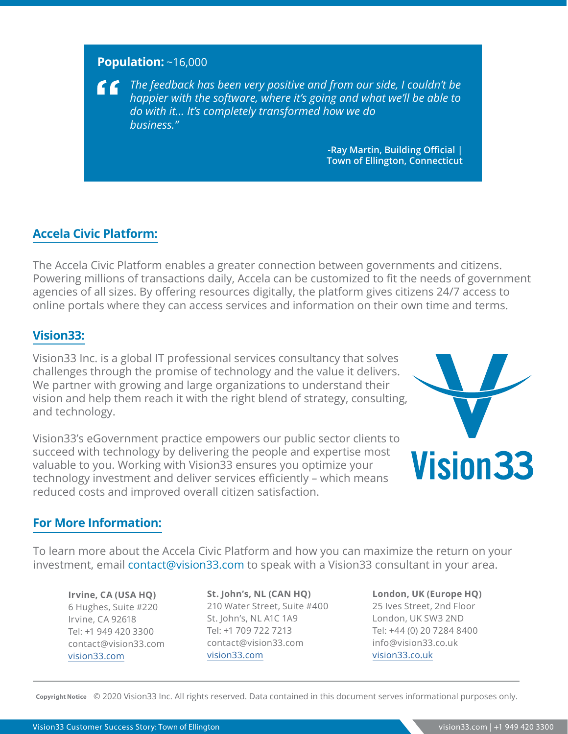**Population:** ~16,000

> *The feedback has been very positive and from our side, I couldn't be happier with the software, where it's going and what we'll be able to do with it... It's completely transformed how we do business."*
>
> **-Ray Martin, Building Official | Town of Ellington, Connecticut**

## Accela Civic Platform:

The Accela Civic Platform enables a greater connection between governments and citizens. Powering millions of transactions daily, Accela can be customized to fit the needs of government agencies of all sizes. By offering resources digitally, the platform gives citizens 24/7 access to online portals where they can access services and information on their own time and terms.

## Vision33:

Vision33 Inc. is a global IT professional services consultancy that solves challenges through the promise of technology and the value it delivers. We partner with growing and large organizations to understand their vision and help them reach it with the right blend of strategy, consulting, and technology.

Vision33's eGovernment practice empowers our public sector clients to succeed with technology by delivering the people and expertise most valuable to you. Working with Vision33 ensures you optimize your technology investment and deliver services efficiently – which means reduced costs and improved overall citizen satisfaction.

## For More Information:

To learn more about the Accela Civic Platform and how you can maximize the return on your investment, email contact@vision33.com to speak with a Vision33 consultant in your area.

**Irvine, CA (USA HQ)**
6 Hughes, Suite #220
Irvine, CA 92618
Tel: +1 949 420 3300
contact@vision33.com
vision33.com

**St. John's, NL (CAN HQ)**
210 Water Street, Suite #400
St. John's, NL A1C 1A9
Tel: +1 709 722 7213
contact@vision33.com
vision33.com

**London, UK (Europe HQ)**
25 Ives Street, 2nd Floor
London, UK SW3 2ND
Tel: +44 (0) 20 7284 8400
info@vision33.co.uk
vision33.co.uk

**Copyright Notice** © 2020 Vision33 Inc. All rights reserved. Data contained in this document serves informational purposes only.